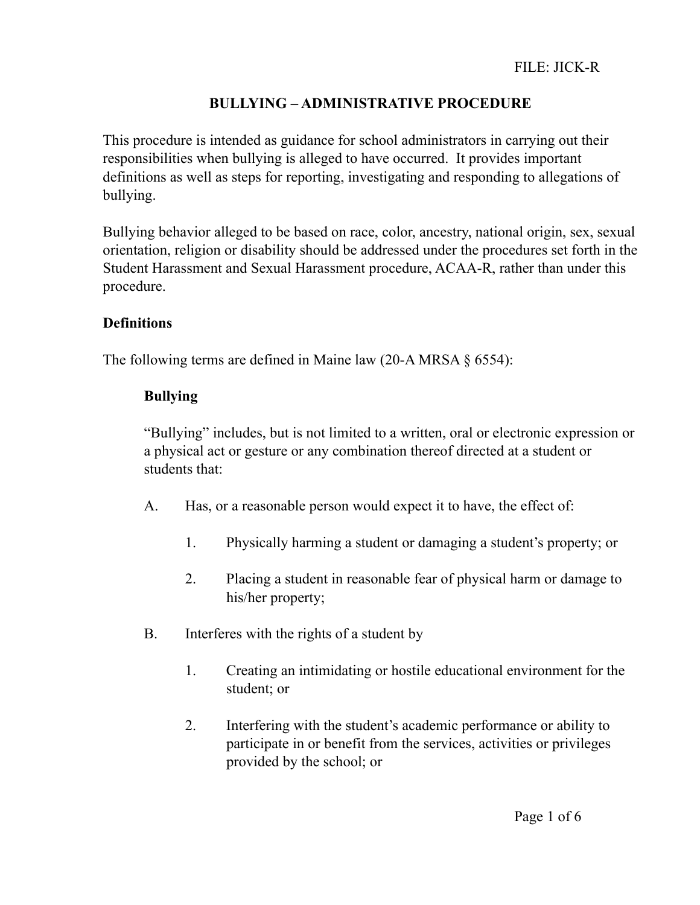FILE: JICK-R

# BULLYING – ADMINISTRATIVE PROCEDURE

This procedure is intended as guidance for school administrators in carrying out their responsibilities when bullying is alleged to have occurred. It provides important definitions as well as steps for reporting, investigating and responding to allegations of bullying.

Bullying behavior alleged to be based on race, color, ancestry, national origin, sex, sexual orientation, religion or disability should be addressed under the procedures set forth in the Student Harassment and Sexual Harassment procedure, ACAA-R, rather than under this procedure.

## Definitions

The following terms are defined in Maine law (20-A MRSA § 6554):

### Bullying

"Bullying" includes, but is not limited to a written, oral or electronic expression or a physical act or gesture or any combination thereof directed at a student or students that:

A. Has, or a reasonable person would expect it to have, the effect of:

   1. Physically harming a student or damaging a student's property; or

   2. Placing a student in reasonable fear of physical harm or damage to his/her property;

B. Interferes with the rights of a student by

   1. Creating an intimidating or hostile educational environment for the student; or

   2. Interfering with the student's academic performance or ability to participate in or benefit from the services, activities or privileges provided by the school; or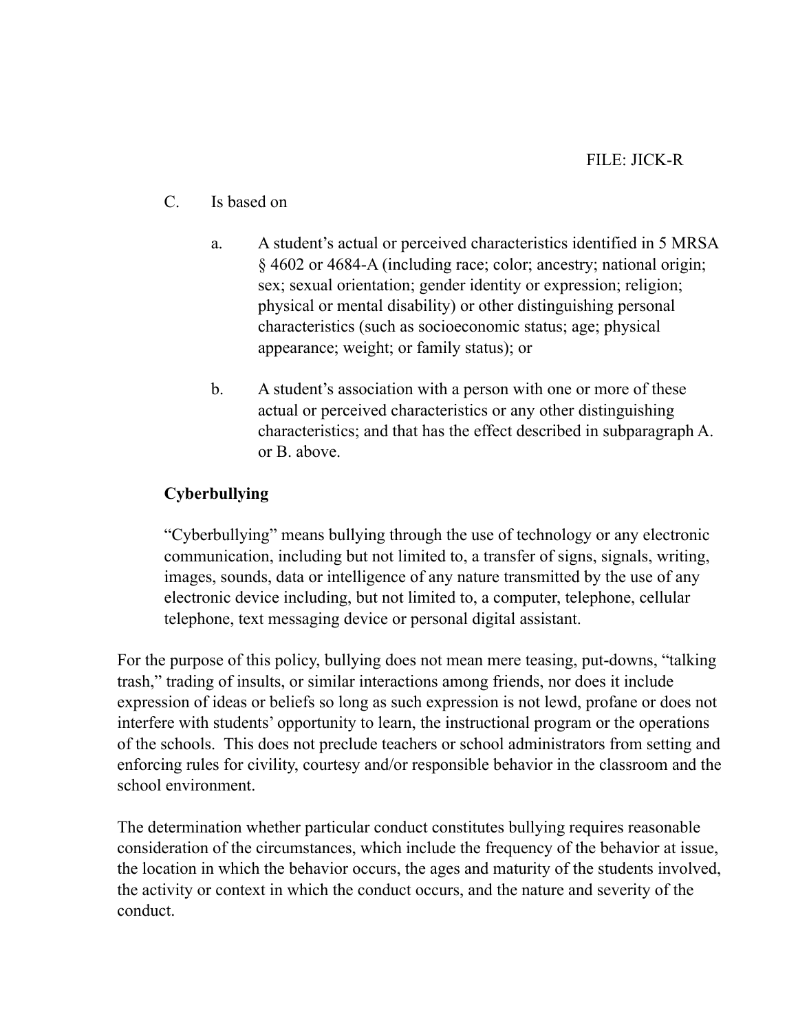C. Is based on

   a. A student's actual or perceived characteristics identified in 5 MRSA § 4602 or 4684-A (including race; color; ancestry; national origin; sex; sexual orientation; gender identity or expression; religion; physical or mental disability) or other distinguishing personal characteristics (such as socioeconomic status; age; physical appearance; weight; or family status); or

   b. A student's association with a person with one or more of these actual or perceived characteristics or any other distinguishing characteristics; and that has the effect described in subparagraph A. or B. above.

**Cyberbullying**

"Cyberbullying" means bullying through the use of technology or any electronic communication, including but not limited to, a transfer of signs, signals, writing, images, sounds, data or intelligence of any nature transmitted by the use of any electronic device including, but not limited to, a computer, telephone, cellular telephone, text messaging device or personal digital assistant.

For the purpose of this policy, bullying does not mean mere teasing, put-downs, "talking trash," trading of insults, or similar interactions among friends, nor does it include expression of ideas or beliefs so long as such expression is not lewd, profane or does not interfere with students' opportunity to learn, the instructional program or the operations of the schools. This does not preclude teachers or school administrators from setting and enforcing rules for civility, courtesy and/or responsible behavior in the classroom and the school environment.

The determination whether particular conduct constitutes bullying requires reasonable consideration of the circumstances, which include the frequency of the behavior at issue, the location in which the behavior occurs, the ages and maturity of the students involved, the activity or context in which the conduct occurs, and the nature and severity of the conduct.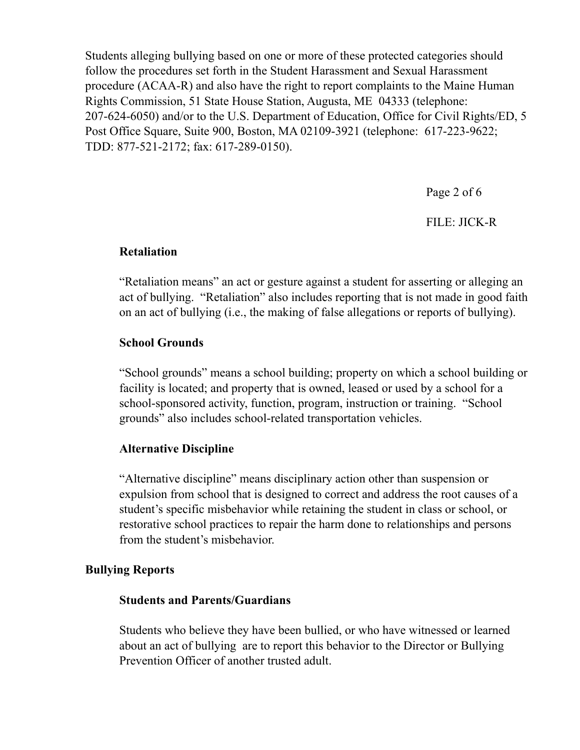Students alleging bullying based on one or more of these protected categories should follow the procedures set forth in the Student Harassment and Sexual Harassment procedure (ACAA-R) and also have the right to report complaints to the Maine Human Rights Commission, 51 State House Station, Augusta, ME 04333 (telephone: 207-624-6050) and/or to the U.S. Department of Education, Office for Civil Rights/ED, 5 Post Office Square, Suite 900, Boston, MA 02109-3921 (telephone: 617-223-9622; TDD: 877-521-2172; fax: 617-289-0150).

FILE: JICK-R

### Retaliation

"Retaliation means" an act or gesture against a student for asserting or alleging an act of bullying. "Retaliation" also includes reporting that is not made in good faith on an act of bullying (i.e., the making of false allegations or reports of bullying).

### School Grounds

"School grounds" means a school building; property on which a school building or facility is located; and property that is owned, leased or used by a school for a school-sponsored activity, function, program, instruction or training. "School grounds" also includes school-related transportation vehicles.

### Alternative Discipline

"Alternative discipline" means disciplinary action other than suspension or expulsion from school that is designed to correct and address the root causes of a student's specific misbehavior while retaining the student in class or school, or restorative school practices to repair the harm done to relationships and persons from the student's misbehavior.

## Bullying Reports

### Students and Parents/Guardians

Students who believe they have been bullied, or who have witnessed or learned about an act of bullying are to report this behavior to the Director or Bullying Prevention Officer of another trusted adult.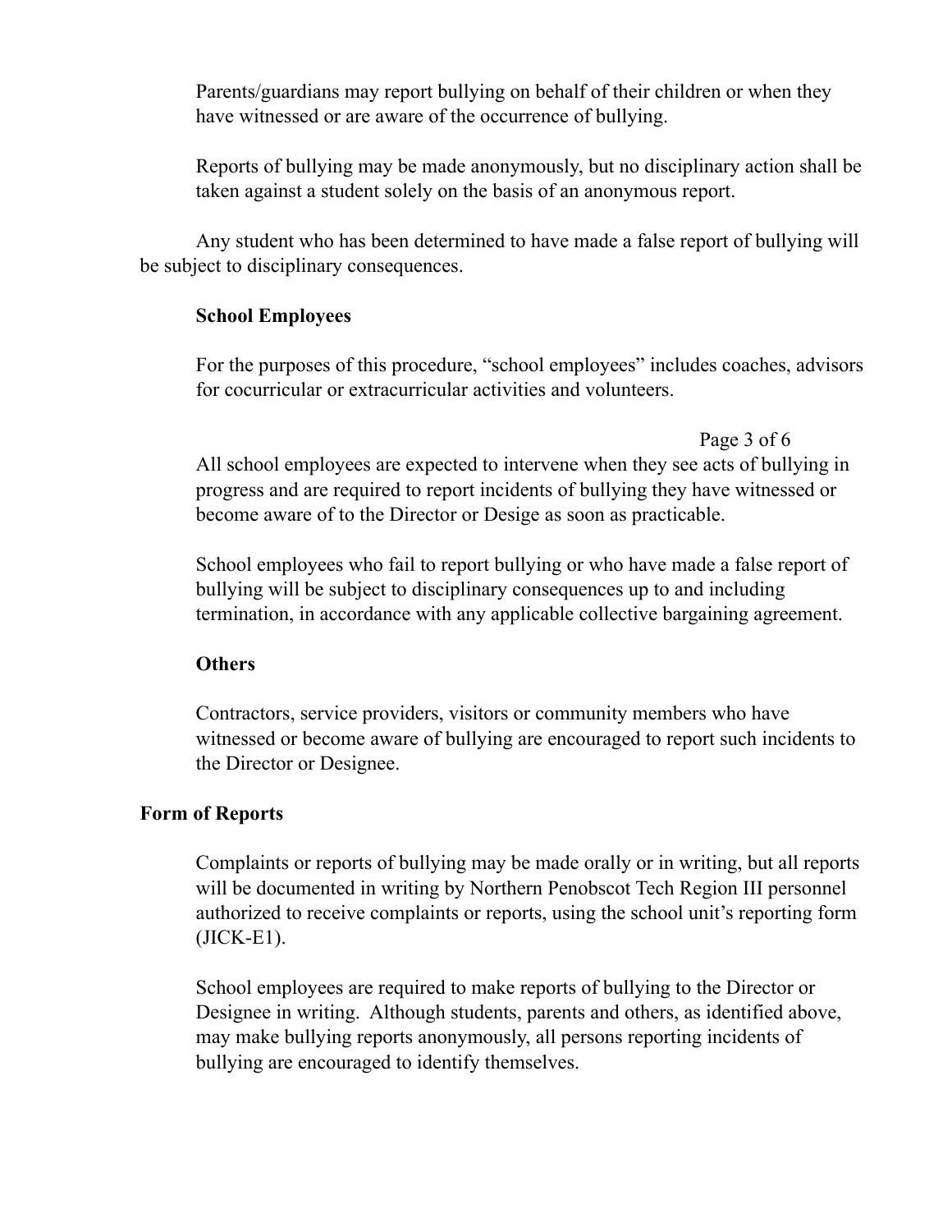Parents/guardians may report bullying on behalf of their children or when they have witnessed or are aware of the occurrence of bullying.

Reports of bullying may be made anonymously, but no disciplinary action shall be taken against a student solely on the basis of an anonymous report.

Any student who has been determined to have made a false report of bullying will be subject to disciplinary consequences.

**School Employees**

For the purposes of this procedure, "school employees" includes coaches, advisors for cocurricular or extracurricular activities and volunteers.

All school employees are expected to intervene when they see acts of bullying in progress and are required to report incidents of bullying they have witnessed or become aware of to the Director or Desige as soon as practicable.

School employees who fail to report bullying or who have made a false report of bullying will be subject to disciplinary consequences up to and including termination, in accordance with any applicable collective bargaining agreement.

**Others**

Contractors, service providers, visitors or community members who have witnessed or become aware of bullying are encouraged to report such incidents to the Director or Designee.

**Form of Reports**

Complaints or reports of bullying may be made orally or in writing, but all reports will be documented in writing by Northern Penobscot Tech Region III personnel authorized to receive complaints or reports, using the school unit's reporting form (JICK-E1).

School employees are required to make reports of bullying to the Director or Designee in writing. Although students, parents and others, as identified above, may make bullying reports anonymously, all persons reporting incidents of bullying are encouraged to identify themselves.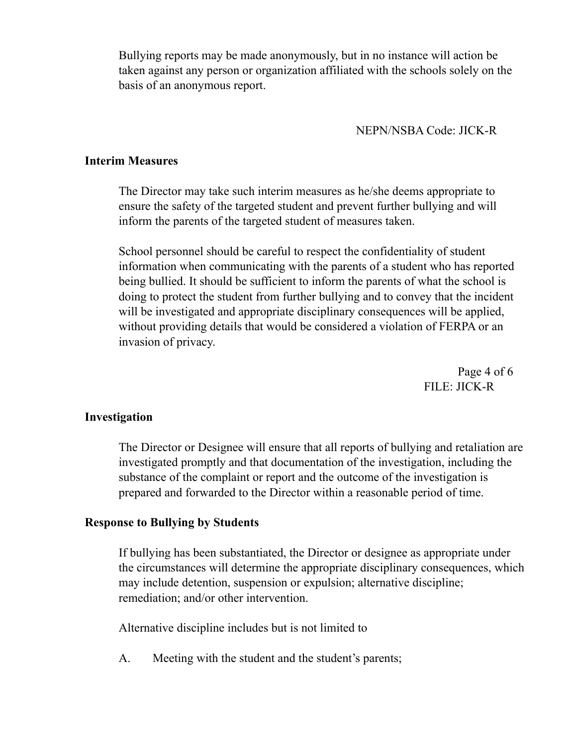Bullying reports may be made anonymously, but in no instance will action be taken against any person or organization affiliated with the schools solely on the basis of an anonymous report.

## Interim Measures

The Director may take such interim measures as he/she deems appropriate to ensure the safety of the targeted student and prevent further bullying and will inform the parents of the targeted student of measures taken.

School personnel should be careful to respect the confidentiality of student information when communicating with the parents of a student who has reported being bullied. It should be sufficient to inform the parents of what the school is doing to protect the student from further bullying and to convey that the incident will be investigated and appropriate disciplinary consequences will be applied, without providing details that would be considered a violation of FERPA or an invasion of privacy.

## Investigation

The Director or Designee will ensure that all reports of bullying and retaliation are investigated promptly and that documentation of the investigation, including the substance of the complaint or report and the outcome of the investigation is prepared and forwarded to the Director within a reasonable period of time.

## Response to Bullying by Students

If bullying has been substantiated, the Director or designee as appropriate under the circumstances will determine the appropriate disciplinary consequences, which may include detention, suspension or expulsion; alternative discipline; remediation; and/or other intervention.

Alternative discipline includes but is not limited to

A. Meeting with the student and the student's parents;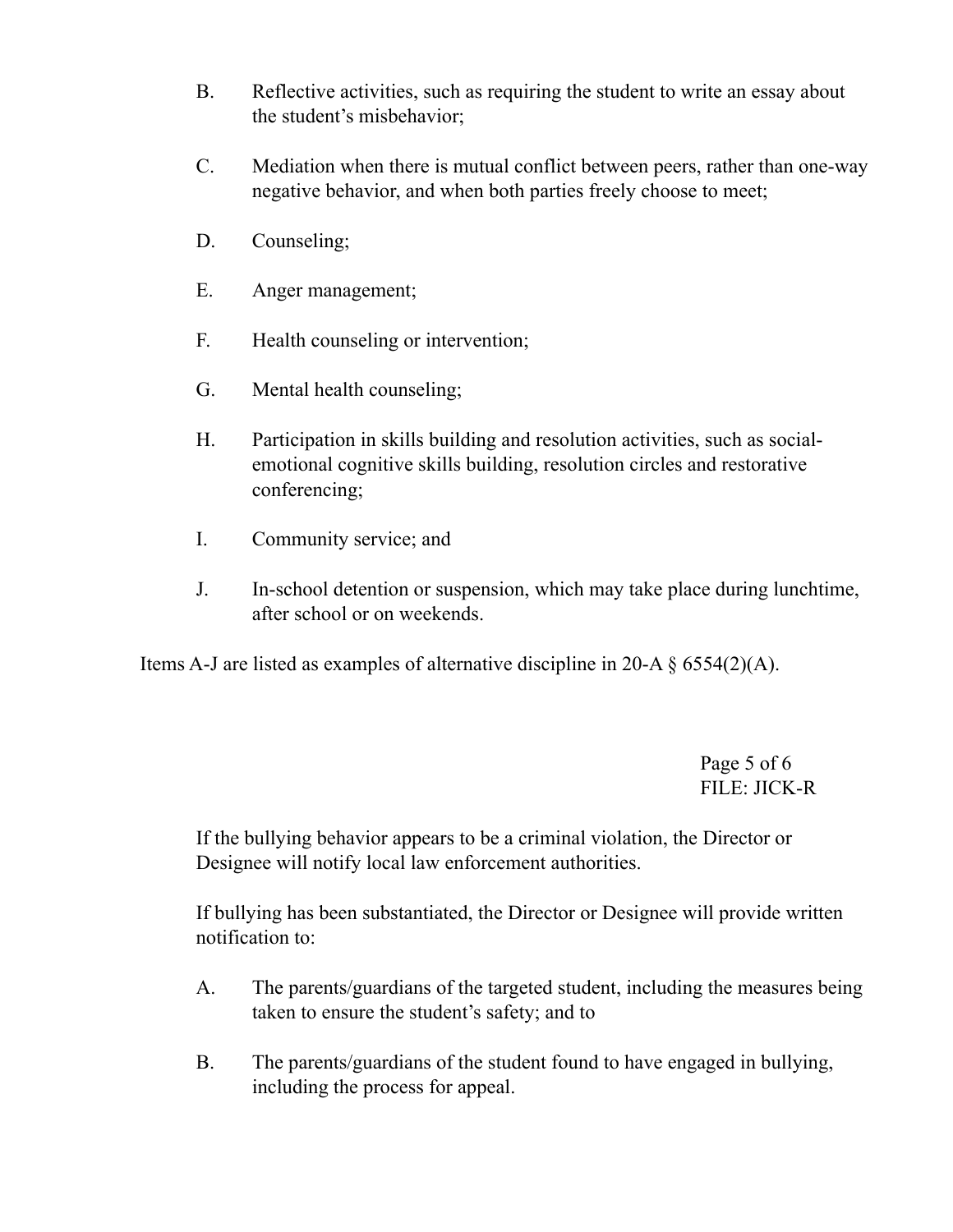B. Reflective activities, such as requiring the student to write an essay about the student's misbehavior;

C. Mediation when there is mutual conflict between peers, rather than one-way negative behavior, and when both parties freely choose to meet;

D. Counseling;

E. Anger management;

F. Health counseling or intervention;

G. Mental health counseling;

H. Participation in skills building and resolution activities, such as social-emotional cognitive skills building, resolution circles and restorative conferencing;

I. Community service; and

J. In-school detention or suspension, which may take place during lunchtime, after school or on weekends.

Items A-J are listed as examples of alternative discipline in 20-A § 6554(2)(A).

If the bullying behavior appears to be a criminal violation, the Director or Designee will notify local law enforcement authorities.

If bullying has been substantiated, the Director or Designee will provide written notification to:

A. The parents/guardians of the targeted student, including the measures being taken to ensure the student's safety; and to

B. The parents/guardians of the student found to have engaged in bullying, including the process for appeal.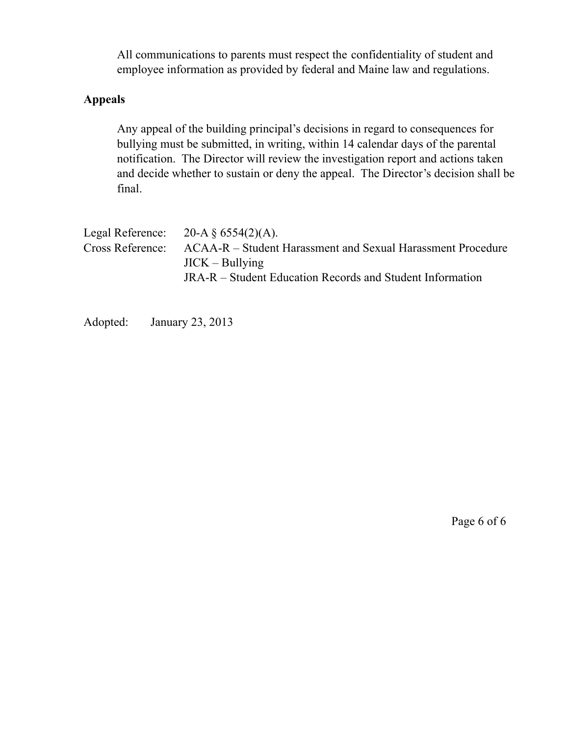All communications to parents must respect the confidentiality of student and employee information as provided by federal and Maine law and regulations.

**Appeals**

Any appeal of the building principal's decisions in regard to consequences for bullying must be submitted, in writing, within 14 calendar days of the parental notification. The Director will review the investigation report and actions taken and decide whether to sustain or deny the appeal. The Director's decision shall be final.

| | |
|---|---|
| Legal Reference: | 20-A § 6554(2)(A). |
| Cross Reference: | ACAA-R – Student Harassment and Sexual Harassment Procedure |
| | JICK – Bullying |
| | JRA-R – Student Education Records and Student Information |

Adopted: January 23, 2013